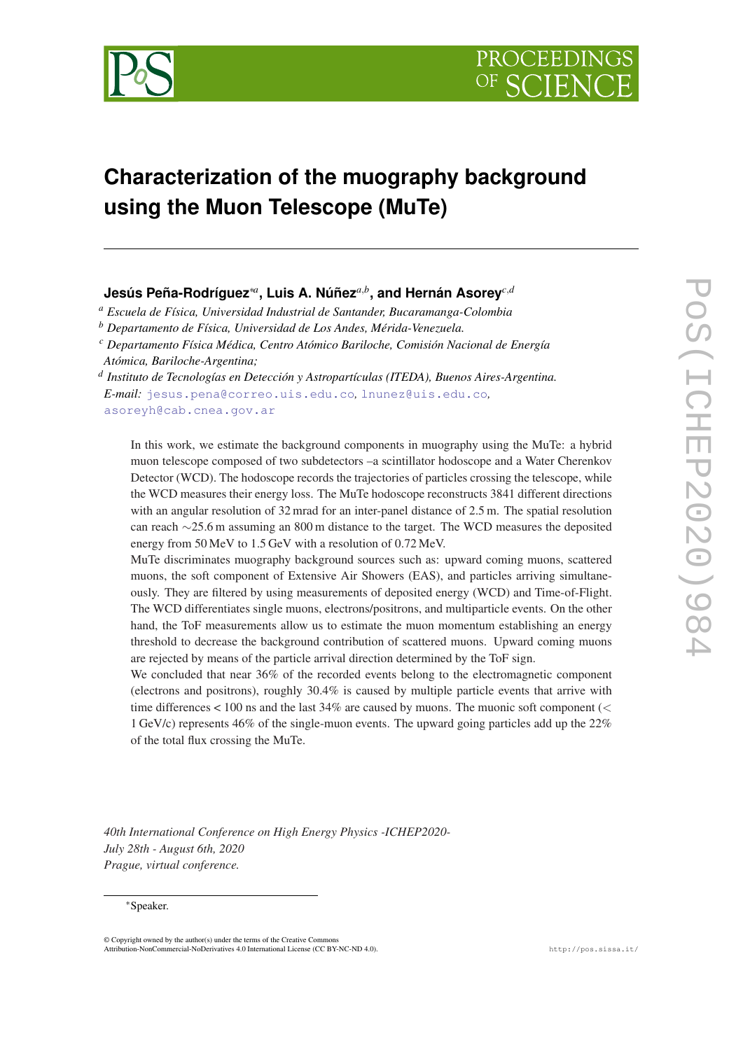# Characterization of the muography background using the Muon Telescope (MuTe)

**Jesús Peña-Rodríguez***[a]**, Luis A. Núñez**[a,b]**, and Hernán Asorey**[c,d]

[a] *Escuela de Física, Universidad Industrial de Santander, Bucaramanga-Colombia*

[b] *Departamento de Física, Universidad de Los Andes, Mérida-Venezuela.*

[c] *Departamento Física Médica, Centro Atómico Bariloche, Comisión Nacional de Energía Atómica, Bariloche-Argentina;*

[d] *Instituto de Tecnologías en Detección y Astropartículas (ITEDA), Buenos Aires-Argentina.*

*E-mail:* jesus.pena@correo.uis.edu.co, lnunez@uis.edu.co, asoreyh@cab.cnea.gov.ar

In this work, we estimate the background components in muography using the MuTe: a hybrid muon telescope composed of two subdetectors –a scintillator hodoscope and a Water Cherenkov Detector (WCD). The hodoscope records the trajectories of particles crossing the telescope, while the WCD measures their energy loss. The MuTe hodoscope reconstructs 3841 different directions with an angular resolution of 32 mrad for an inter-panel distance of 2.5 m. The spatial resolution can reach $\sim$25.6 m assuming an 800 m distance to the target. The WCD measures the deposited energy from 50 MeV to 1.5 GeV with a resolution of 0.72 MeV.

MuTe discriminates muography background sources such as: upward coming muons, scattered muons, the soft component of Extensive Air Showers (EAS), and particles arriving simultaneously. They are filtered by using measurements of deposited energy (WCD) and Time-of-Flight. The WCD differentiates single muons, electrons/positrons, and multiparticle events. On the other hand, the ToF measurements allow us to estimate the muon momentum establishing an energy threshold to decrease the background contribution of scattered muons. Upward coming muons are rejected by means of the particle arrival direction determined by the ToF sign.

We concluded that near 36% of the recorded events belong to the electromagnetic component (electrons and positrons), roughly 30.4% is caused by multiple particle events that arrive with time differences $<$ 100 ns and the last 34% are caused by muons. The muonic soft component ($<$ 1 GeV/c) represents 46% of the single-muon events. The upward going particles add up the 22% of the total flux crossing the MuTe.

*40th International Conference on High Energy Physics -ICHEP2020-*
*July 28th - August 6th, 2020*
*Prague, virtual conference.*

*Speaker.

© Copyright owned by the author(s) under the terms of the Creative Commons Attribution-NonCommercial-NoDerivatives 4.0 International License (CC BY-NC-ND 4.0).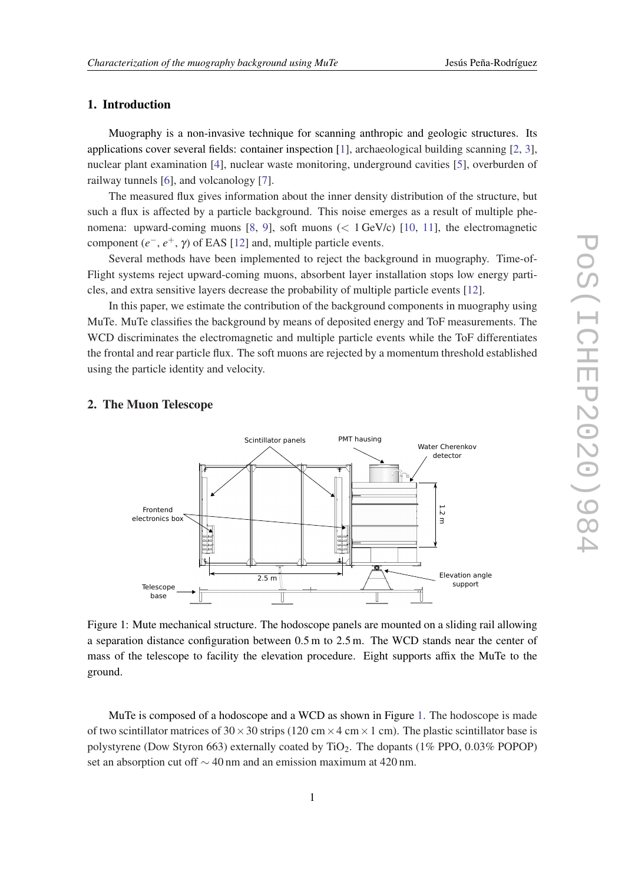## 1. Introduction

Muography is a non-invasive technique for scanning anthropic and geologic structures. Its applications cover several fields: container inspection [1], archaeological building scanning [2, 3], nuclear plant examination [4], nuclear waste monitoring, underground cavities [5], overburden of railway tunnels [6], and volcanology [7].

The measured flux gives information about the inner density distribution of the structure, but such a flux is affected by a particle background. This noise emerges as a result of multiple phenomena: upward-coming muons [8, 9], soft muons ($< 1$ GeV/c) [10, 11], the electromagnetic component ($e^-$, $e^+$, $\gamma$) of EAS [12] and, multiple particle events.

Several methods have been implemented to reject the background in muography. Time-of-Flight systems reject upward-coming muons, absorbent layer installation stops low energy particles, and extra sensitive layers decrease the probability of multiple particle events [12].

In this paper, we estimate the contribution of the background components in muography using MuTe. MuTe classifies the background by means of deposited energy and ToF measurements. The WCD discriminates the electromagnetic and multiple particle events while the ToF differentiates the frontal and rear particle flux. The soft muons are rejected by a momentum threshold established using the particle identity and velocity.

## 2. The Muon Telescope

Figure 1: Mute mechanical structure. The hodoscope panels are mounted on a sliding rail allowing a separation distance configuration between 0.5 m to 2.5 m. The WCD stands near the center of mass of the telescope to facility the elevation procedure. Eight supports affix the MuTe to the ground.

MuTe is composed of a hodoscope and a WCD as shown in Figure 1. The hodoscope is made of two scintillator matrices of $30 \times 30$ strips (120 cm $\times$ 4 cm $\times$ 1 cm). The plastic scintillator base is polystyrene (Dow Styron 663) externally coated by $TiO_2$. The dopants (1% PPO, 0.03% POPOP) set an absorption cut off $\sim 40$ nm and an emission maximum at 420 nm.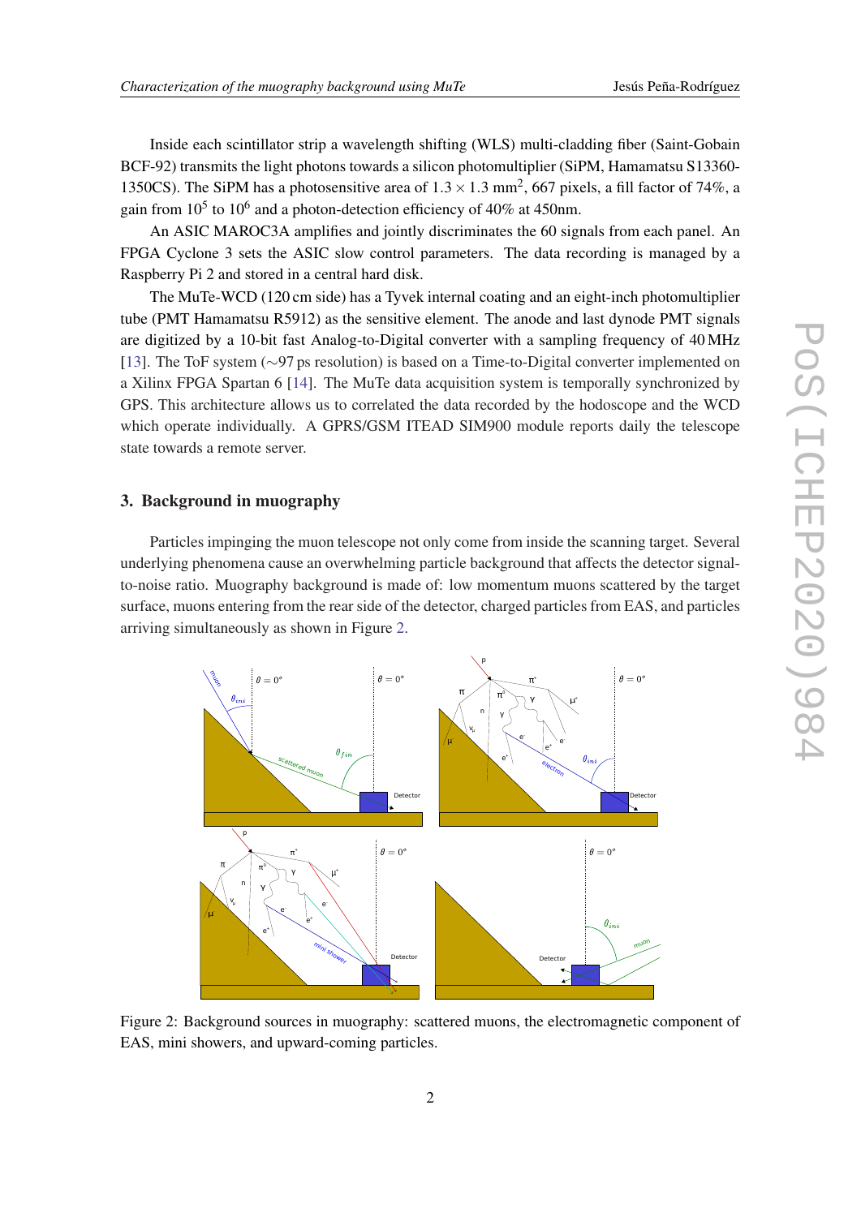Inside each scintillator strip a wavelength shifting (WLS) multi-cladding fiber (Saint-Gobain BCF-92) transmits the light photons towards a silicon photomultiplier (SiPM, Hamamatsu S13360-1350CS). The SiPM has a photosensitive area of $1.3 \times 1.3$ mm$^2$, 667 pixels, a fill factor of 74%, a gain from $10^5$ to $10^6$ and a photon-detection efficiency of 40% at 450nm.

An ASIC MAROC3A amplifies and jointly discriminates the 60 signals from each panel. An FPGA Cyclone 3 sets the ASIC slow control parameters. The data recording is managed by a Raspberry Pi 2 and stored in a central hard disk.

The MuTe-WCD (120 cm side) has a Tyvek internal coating and an eight-inch photomultiplier tube (PMT Hamamatsu R5912) as the sensitive element. The anode and last dynode PMT signals are digitized by a 10-bit fast Analog-to-Digital converter with a sampling frequency of 40 MHz [13]. The ToF system ($\sim$97 ps resolution) is based on a Time-to-Digital converter implemented on a Xilinx FPGA Spartan 6 [14]. The MuTe data acquisition system is temporally synchronized by GPS. This architecture allows us to correlated the data recorded by the hodoscope and the WCD which operate individually. A GPRS/GSM ITEAD SIM900 module reports daily the telescope state towards a remote server.

## 3. Background in muography

Particles impinging the muon telescope not only come from inside the scanning target. Several underlying phenomena cause an overwhelming particle background that affects the detector signal-to-noise ratio. Muography background is made of: low momentum muons scattered by the target surface, muons entering from the rear side of the detector, charged particles from EAS, and particles arriving simultaneously as shown in Figure 2.

Figure 2: Background sources in muography: scattered muons, the electromagnetic component of EAS, mini showers, and upward-coming particles.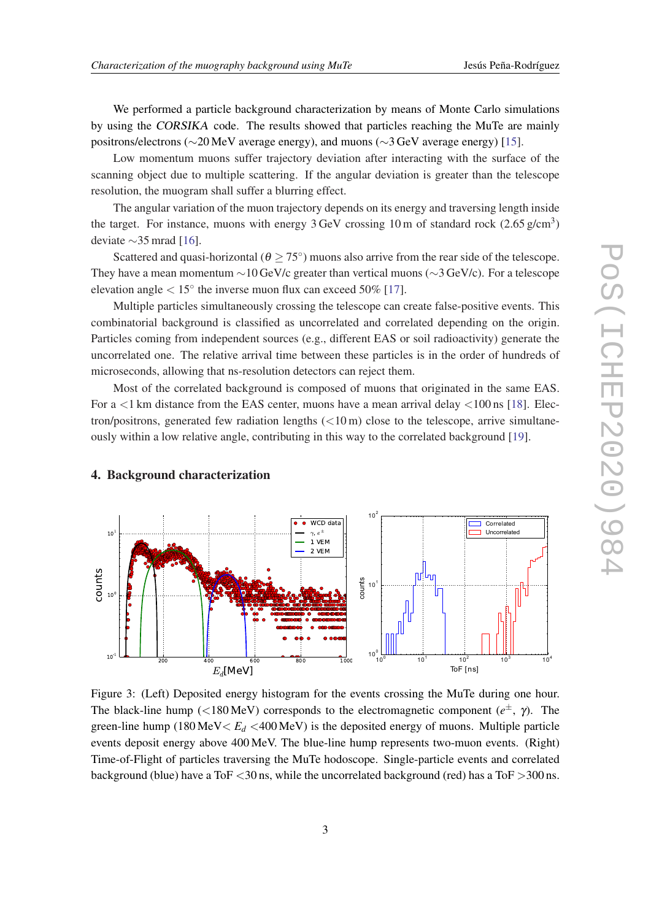We performed a particle background characterization by means of Monte Carlo simulations by using the *CORSIKA* code. The results showed that particles reaching the MuTe are mainly positrons/electrons ($\sim$20 MeV average energy), and muons ($\sim$3 GeV average energy) [15].

Low momentum muons suffer trajectory deviation after interacting with the surface of the scanning object due to multiple scattering. If the angular deviation is greater than the telescope resolution, the muogram shall suffer a blurring effect.

The angular variation of the muon trajectory depends on its energy and traversing length inside the target. For instance, muons with energy 3 GeV crossing 10 m of standard rock (2.65 g/cm$^3$) deviate $\sim$35 mrad [16].

Scattered and quasi-horizontal ($\theta \geq 75^\circ$) muons also arrive from the rear side of the telescope. They have a mean momentum $\sim$10 GeV/c greater than vertical muons ($\sim$3 GeV/c). For a telescope elevation angle $< 15^\circ$ the inverse muon flux can exceed 50% [17].

Multiple particles simultaneously crossing the telescope can create false-positive events. This combinatorial background is classified as uncorrelated and correlated depending on the origin. Particles coming from independent sources (e.g., different EAS or soil radioactivity) generate the uncorrelated one. The relative arrival time between these particles is in the order of hundreds of microseconds, allowing that ns-resolution detectors can reject them.

Most of the correlated background is composed of muons that originated in the same EAS. For a <1 km distance from the EAS center, muons have a mean arrival delay <100 ns [18]. Electron/positrons, generated few radiation lengths (<10 m) close to the telescope, arrive simultaneously within a low relative angle, contributing in this way to the correlated background [19].

## 4. Background characterization

Figure 3: (Left) Deposited energy histogram for the events crossing the MuTe during one hour. The black-line hump (<180 MeV) corresponds to the electromagnetic component ($e^{\pm}$, $\gamma$). The green-line hump (180 MeV$< E_d <$400 MeV) is the deposited energy of muons. Multiple particle events deposit energy above 400 MeV. The blue-line hump represents two-muon events. (Right) Time-of-Flight of particles traversing the MuTe hodoscope. Single-particle events and correlated background (blue) have a ToF <30 ns, while the uncorrelated background (red) has a ToF >300 ns.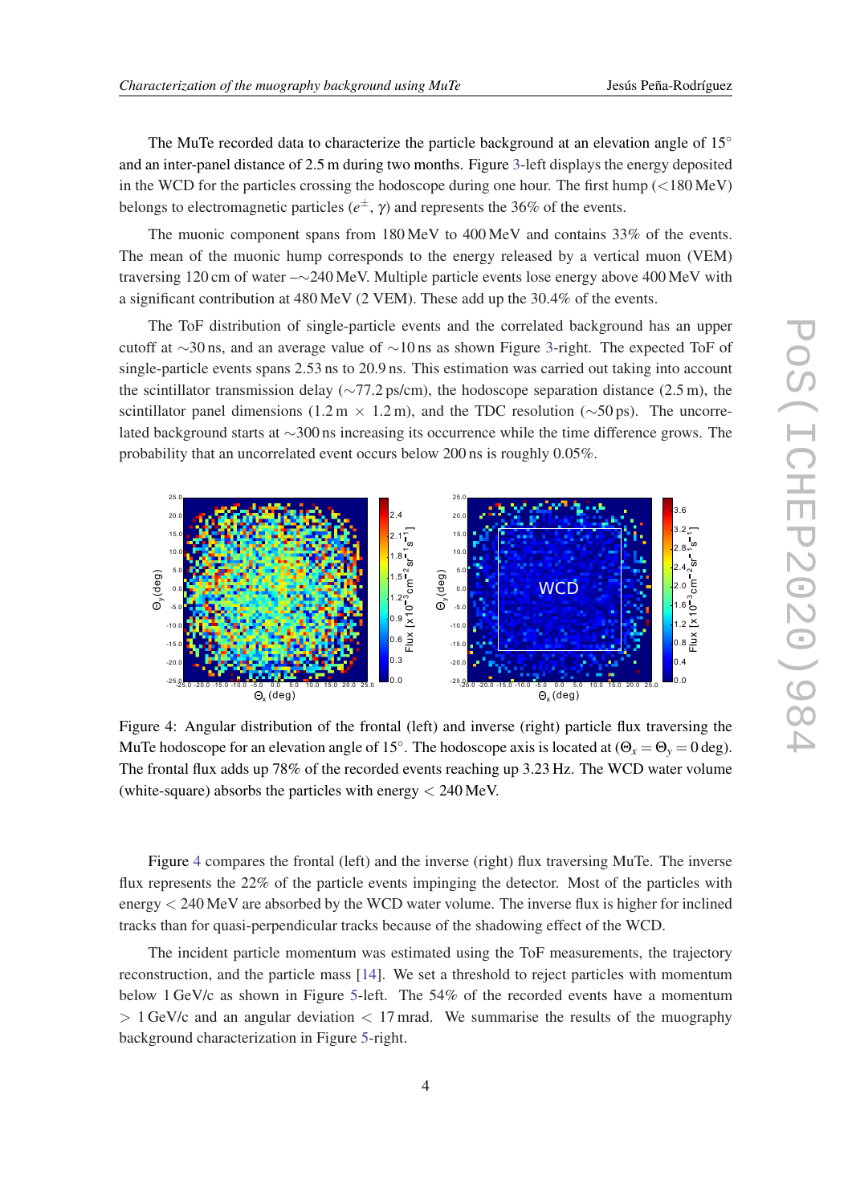The MuTe recorded data to characterize the particle background at an elevation angle of 15° and an inter-panel distance of 2.5 m during two months. Figure 3-left displays the energy deposited in the WCD for the particles crossing the hodoscope during one hour. The first hump (<180 MeV) belongs to electromagnetic particles ($e^{\pm}$, $\gamma$) and represents the 36% of the events.

The muonic component spans from 180 MeV to 400 MeV and contains 33% of the events. The mean of the muonic hump corresponds to the energy released by a vertical muon (VEM) traversing 120 cm of water –∼240 MeV. Multiple particle events lose energy above 400 MeV with a significant contribution at 480 MeV (2 VEM). These add up the 30.4% of the events.

The ToF distribution of single-particle events and the correlated background has an upper cutoff at ∼30 ns, and an average value of ∼10 ns as shown Figure 3-right. The expected ToF of single-particle events spans 2.53 ns to 20.9 ns. This estimation was carried out taking into account the scintillator transmission delay (∼77.2 ps/cm), the hodoscope separation distance (2.5 m), the scintillator panel dimensions (1.2 m × 1.2 m), and the TDC resolution (∼50 ps). The uncorrelated background starts at ∼300 ns increasing its occurrence while the time difference grows. The probability that an uncorrelated event occurs below 200 ns is roughly 0.05%.

Figure 4: Angular distribution of the frontal (left) and inverse (right) particle flux traversing the MuTe hodoscope for an elevation angle of 15°. The hodoscope axis is located at ($\Theta_x = \Theta_y = 0$ deg). The frontal flux adds up 78% of the recorded events reaching up 3.23 Hz. The WCD water volume (white-square) absorbs the particles with energy < 240 MeV.

Figure 4 compares the frontal (left) and the inverse (right) flux traversing MuTe. The inverse flux represents the 22% of the particle events impinging the detector. Most of the particles with energy < 240 MeV are absorbed by the WCD water volume. The inverse flux is higher for inclined tracks than for quasi-perpendicular tracks because of the shadowing effect of the WCD.

The incident particle momentum was estimated using the ToF measurements, the trajectory reconstruction, and the particle mass [14]. We set a threshold to reject particles with momentum below 1 GeV/c as shown in Figure 5-left. The 54% of the recorded events have a momentum > 1 GeV/c and an angular deviation < 17 mrad. We summarise the results of the muography background characterization in Figure 5-right.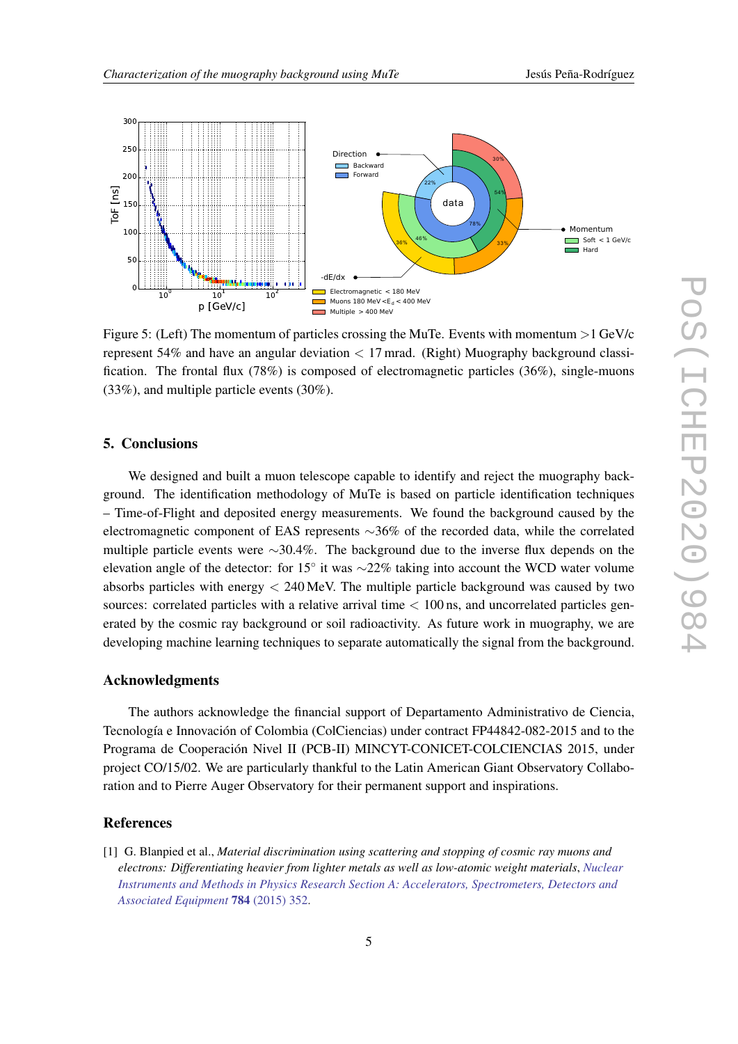Figure 5: (Left) The momentum of particles crossing the MuTe. Events with momentum >1 GeV/c represent 54% and have an angular deviation < 17 mrad. (Right) Muography background classification. The frontal flux (78%) is composed of electromagnetic particles (36%), single-muons (33%), and multiple particle events (30%).

## 5. Conclusions

We designed and built a muon telescope capable to identify and reject the muography background. The identification methodology of MuTe is based on particle identification techniques – Time-of-Flight and deposited energy measurements. We found the background caused by the electromagnetic component of EAS represents $\sim$36% of the recorded data, while the correlated multiple particle events were $\sim$30.4%. The background due to the inverse flux depends on the elevation angle of the detector: for 15° it was $\sim$22% taking into account the WCD water volume absorbs particles with energy < 240 MeV. The multiple particle background was caused by two sources: correlated particles with a relative arrival time < 100 ns, and uncorrelated particles generated by the cosmic ray background or soil radioactivity. As future work in muography, we are developing machine learning techniques to separate automatically the signal from the background.

## Acknowledgments

The authors acknowledge the financial support of Departamento Administrativo de Ciencia, Tecnología e Innovación of Colombia (ColCiencias) under contract FP44842-082-2015 and to the Programa de Cooperación Nivel II (PCB-II) MINCYT-CONICET-COLCIENCIAS 2015, under project CO/15/02. We are particularly thankful to the Latin American Giant Observatory Collaboration and to Pierre Auger Observatory for their permanent support and inspirations.

## References

[1] G. Blanpied et al., *Material discrimination using scattering and stopping of cosmic ray muons and electrons: Differentiating heavier from lighter metals as well as low-atomic weight materials*, *Nuclear Instruments and Methods in Physics Research Section A: Accelerators, Spectrometers, Detectors and Associated Equipment* **784** (2015) 352.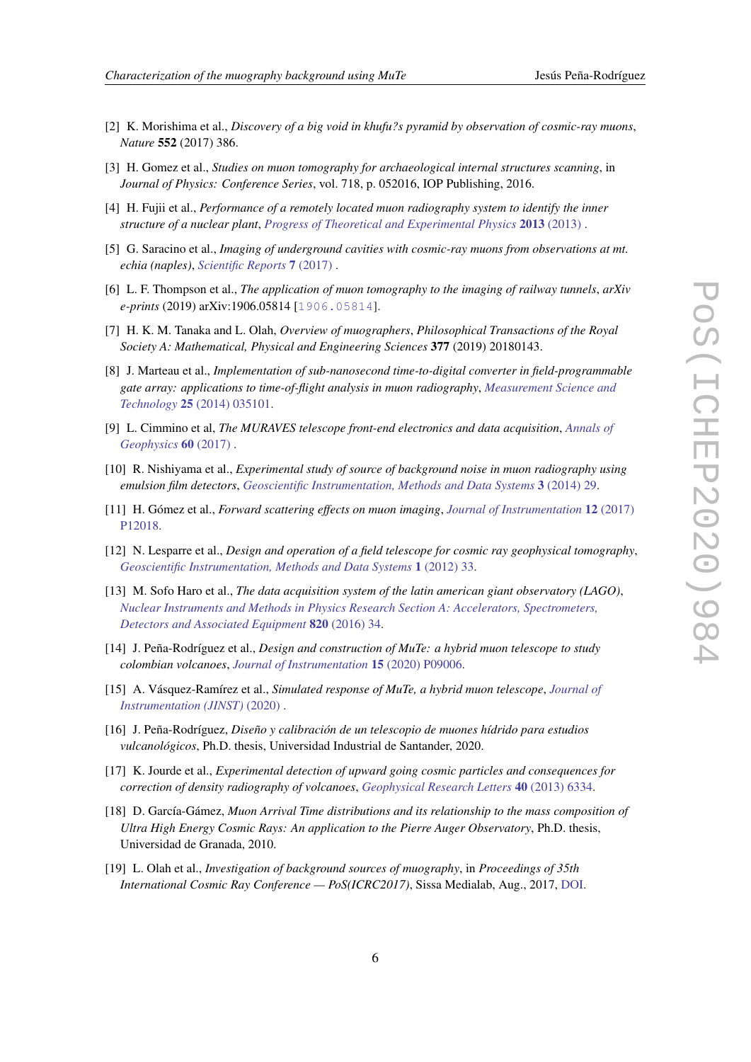[2] K. Morishima et al., *Discovery of a big void in khufu?s pyramid by observation of cosmic-ray muons*, *Nature* **552** (2017) 386.

[3] H. Gomez et al., *Studies on muon tomography for archaeological internal structures scanning*, in *Journal of Physics: Conference Series*, vol. 718, p. 052016, IOP Publishing, 2016.

[4] H. Fujii et al., *Performance of a remotely located muon radiography system to identify the inner structure of a nuclear plant*, *Progress of Theoretical and Experimental Physics* **2013** (2013) .

[5] G. Saracino et al., *Imaging of underground cavities with cosmic-ray muons from observations at mt. echia (naples)*, *Scientific Reports* **7** (2017) .

[6] L. F. Thompson et al., *The application of muon tomography to the imaging of railway tunnels*, *arXiv e-prints* (2019) arXiv:1906.05814 [1906.05814].

[7] H. K. M. Tanaka and L. Olah, *Overview of muographers*, *Philosophical Transactions of the Royal Society A: Mathematical, Physical and Engineering Sciences* **377** (2019) 20180143.

[8] J. Marteau et al., *Implementation of sub-nanosecond time-to-digital converter in field-programmable gate array: applications to time-of-flight analysis in muon radiography*, *Measurement Science and Technology* **25** (2014) 035101.

[9] L. Cimmino et al, *The MURAVES telescope front-end electronics and data acquisition*, *Annals of Geophysics* **60** (2017) .

[10] R. Nishiyama et al., *Experimental study of source of background noise in muon radiography using emulsion film detectors*, *Geoscientific Instrumentation, Methods and Data Systems* **3** (2014) 29.

[11] H. Gómez et al., *Forward scattering effects on muon imaging*, *Journal of Instrumentation* **12** (2017) P12018.

[12] N. Lesparre et al., *Design and operation of a field telescope for cosmic ray geophysical tomography*, *Geoscientific Instrumentation, Methods and Data Systems* **1** (2012) 33.

[13] M. Sofo Haro et al., *The data acquisition system of the latin american giant observatory (LAGO)*, *Nuclear Instruments and Methods in Physics Research Section A: Accelerators, Spectrometers, Detectors and Associated Equipment* **820** (2016) 34.

[14] J. Peña-Rodríguez et al., *Design and construction of MuTe: a hybrid muon telescope to study colombian volcanoes*, *Journal of Instrumentation* **15** (2020) P09006.

[15] A. Vásquez-Ramírez et al., *Simulated response of MuTe, a hybrid muon telescope*, *Journal of Instrumentation (JINST)* (2020) .

[16] J. Peña-Rodríguez, *Diseño y calibración de un telescopio de muones hídrido para estudios vulcanológicos*, Ph.D. thesis, Universidad Industrial de Santander, 2020.

[17] K. Jourde et al., *Experimental detection of upward going cosmic particles and consequences for correction of density radiography of volcanoes*, *Geophysical Research Letters* **40** (2013) 6334.

[18] D. García-Gámez, *Muon Arrival Time distributions and its relationship to the mass composition of Ultra High Energy Cosmic Rays: An application to the Pierre Auger Observatory*, Ph.D. thesis, Universidad de Granada, 2010.

[19] L. Olah et al., *Investigation of background sources of muography*, in *Proceedings of 35th International Cosmic Ray Conference — PoS(ICRC2017)*, Sissa Medialab, Aug., 2017, DOI.